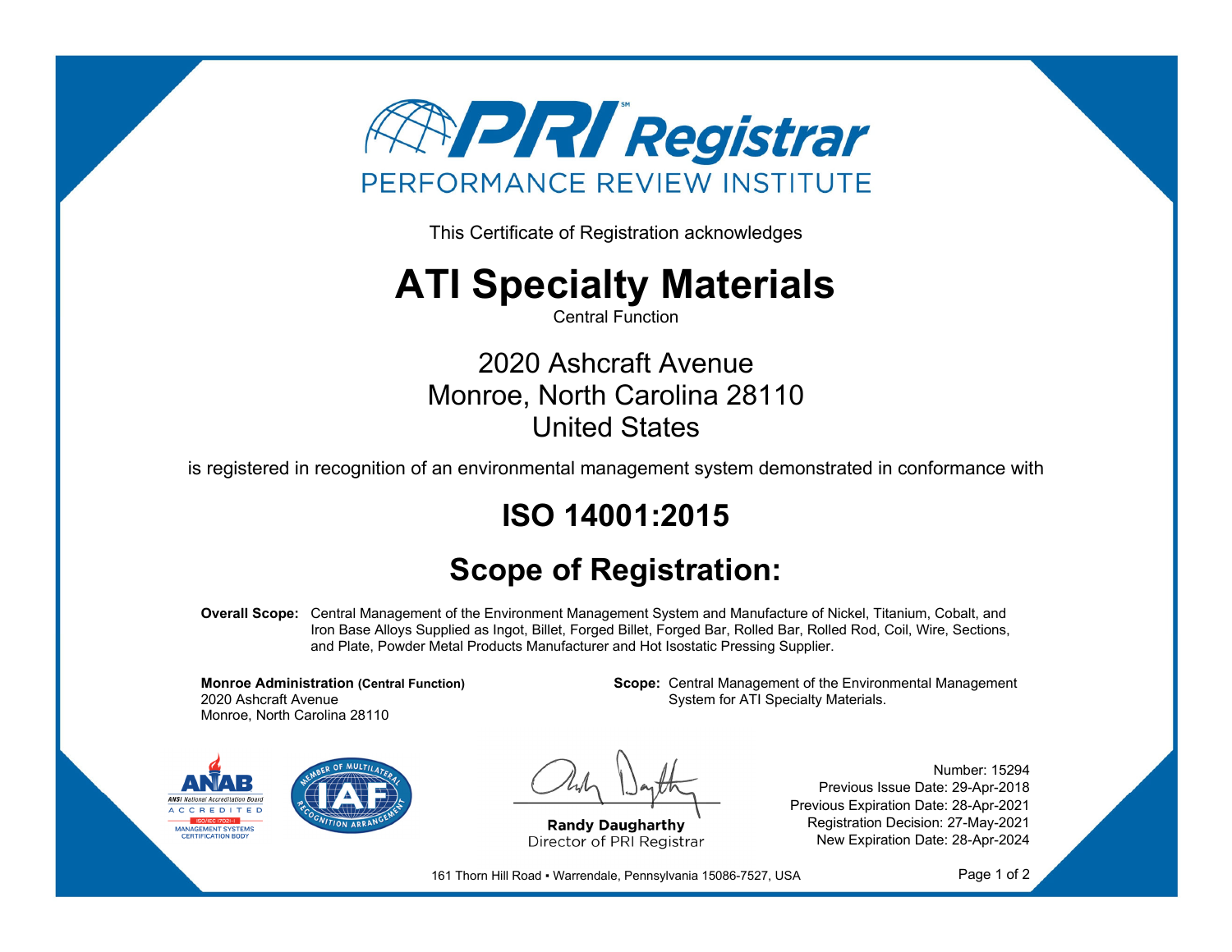PRI Registrar

PERFORMANCE REVIEW INSTITUTE

This Certificate of Registration acknowledges

# ATI Specialty Materials

Central Function

2020 Ashcraft Avenue
Monroe, North Carolina 28110
United States

is registered in recognition of an environmental management system demonstrated in conformance with

## ISO 14001:2015

## Scope of Registration:

**Overall Scope:** Central Management of the Environment Management System and Manufacture of Nickel, Titanium, Cobalt, and Iron Base Alloys Supplied as Ingot, Billet, Forged Billet, Forged Bar, Rolled Bar, Rolled Rod, Coil, Wire, Sections, and Plate, Powder Metal Products Manufacturer and Hot Isostatic Pressing Supplier.

**Monroe Administration (Central Function)**
2020 Ashcraft Avenue
Monroe, North Carolina 28110

**Scope:** Central Management of the Environmental Management System for ATI Specialty Materials.

ANAB ANSI National Accreditation Board ACCREDITED ISO/IEC 17021-1 MANAGEMENT SYSTEMS CERTIFICATION BODY

IAF MEMBER OF MULTILATERAL RECOGNITION ARRANGEMENT

**Randy Daugharthy**
Director of PRI Registrar

Number: 15294
Previous Issue Date: 29-Apr-2018
Previous Expiration Date: 28-Apr-2021
Registration Decision: 27-May-2021
New Expiration Date: 28-Apr-2024

161 Thorn Hill Road ▪ Warrendale, Pennsylvania 15086-7527, USA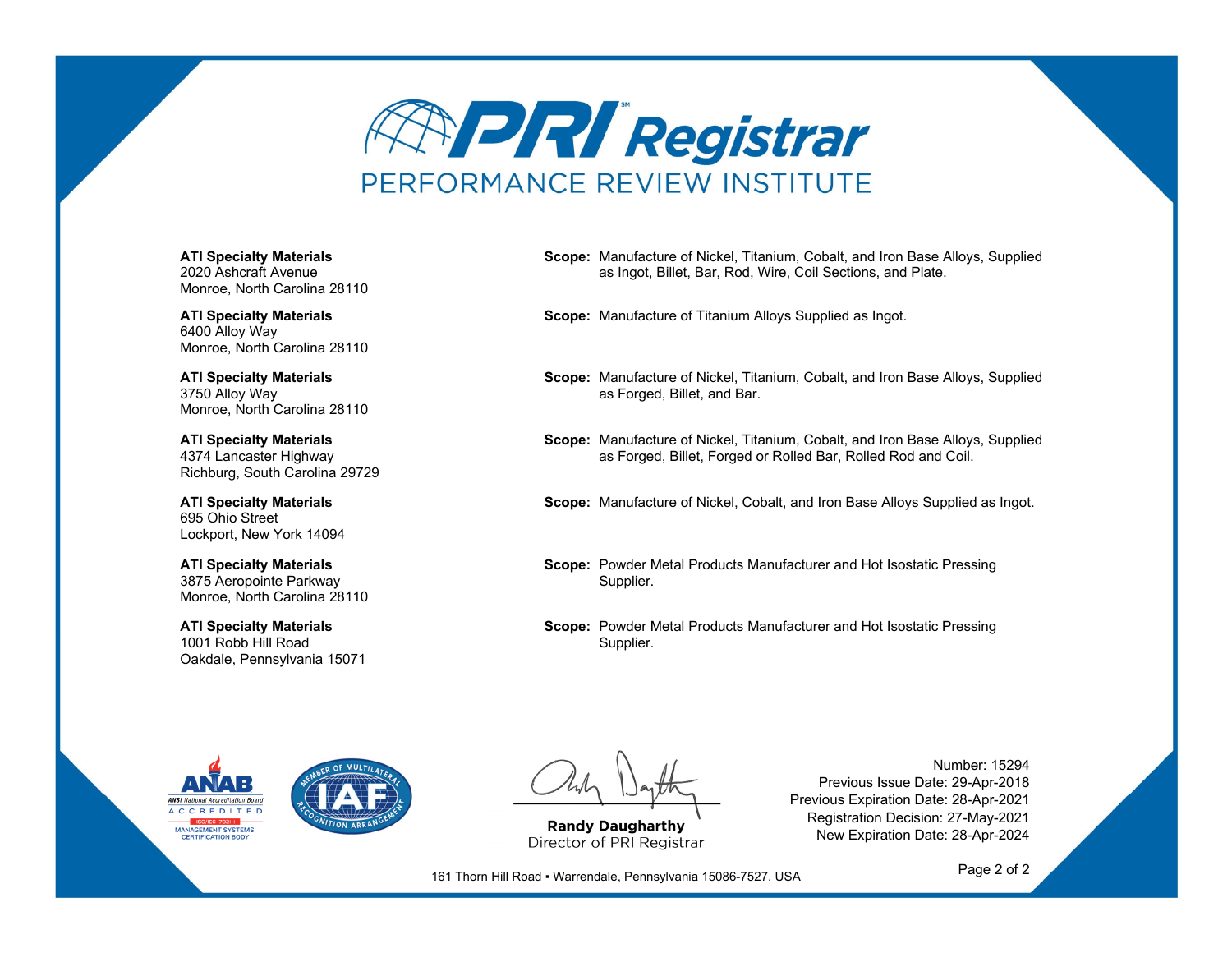# PRI Registrar

PERFORMANCE REVIEW INSTITUTE

**ATI Specialty Materials**
2020 Ashcraft Avenue
Monroe, North Carolina 28110

**Scope:** Manufacture of Nickel, Titanium, Cobalt, and Iron Base Alloys, Supplied as Ingot, Billet, Bar, Rod, Wire, Coil Sections, and Plate.

**ATI Specialty Materials**
6400 Alloy Way
Monroe, North Carolina 28110

**Scope:** Manufacture of Titanium Alloys Supplied as Ingot.

**ATI Specialty Materials**
3750 Alloy Way
Monroe, North Carolina 28110

**Scope:** Manufacture of Nickel, Titanium, Cobalt, and Iron Base Alloys, Supplied as Forged, Billet, and Bar.

**ATI Specialty Materials**
4374 Lancaster Highway
Richburg, South Carolina 29729

**Scope:** Manufacture of Nickel, Titanium, Cobalt, and Iron Base Alloys, Supplied as Forged, Billet, Forged or Rolled Bar, Rolled Rod and Coil.

**ATI Specialty Materials**
695 Ohio Street
Lockport, New York 14094

**Scope:** Manufacture of Nickel, Cobalt, and Iron Base Alloys Supplied as Ingot.

**ATI Specialty Materials**
3875 Aeropointe Parkway
Monroe, North Carolina 28110

**Scope:** Powder Metal Products Manufacturer and Hot Isostatic Pressing Supplier.

**ATI Specialty Materials**
1001 Robb Hill Road
Oakdale, Pennsylvania 15071

**Scope:** Powder Metal Products Manufacturer and Hot Isostatic Pressing Supplier.

ANAB ANSI National Accreditation Board ACCREDITED ISO/IEC 17021-1 MANAGEMENT SYSTEMS CERTIFICATION BODY

IAF MEMBER OF MULTILATERAL RECOGNITION ARRANGEMENT

**Randy Daugharthy**
Director of PRI Registrar

Number: 15294
Previous Issue Date: 29-Apr-2018
Previous Expiration Date: 28-Apr-2021
Registration Decision: 27-May-2021
New Expiration Date: 28-Apr-2024

161 Thorn Hill Road ▪ Warrendale, Pennsylvania 15086-7527, USA